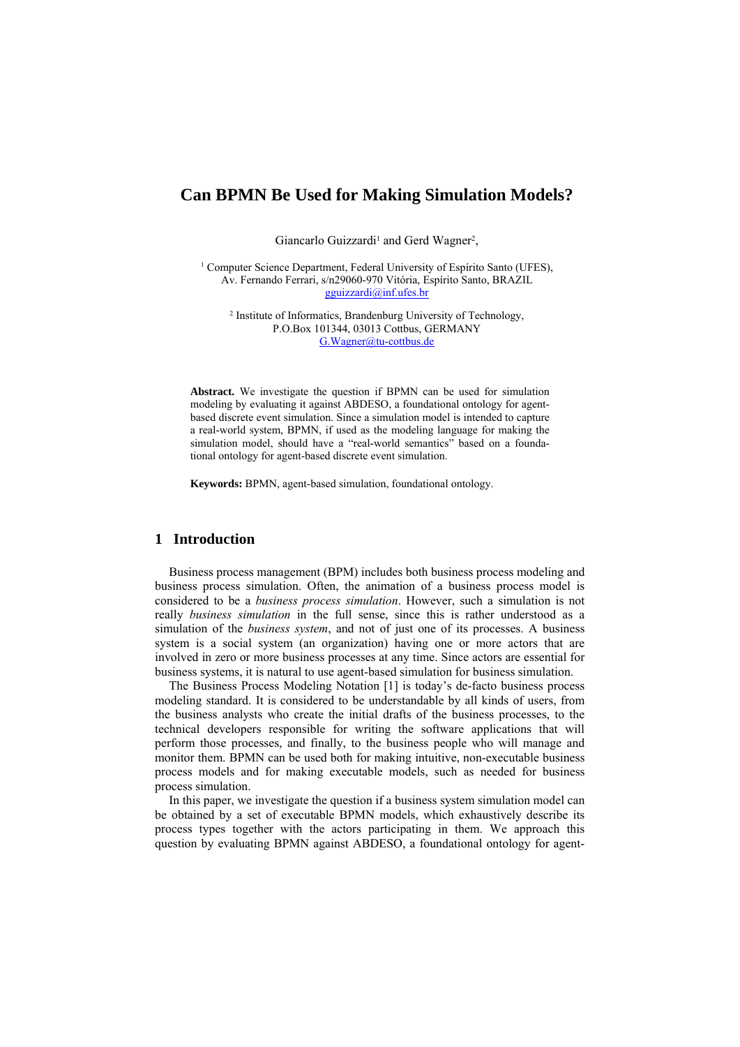# Can BPMN Be Used for Making Simulation Models?

Giancarlo Guizzardi[1] and Gerd Wagner[2],

[1] Computer Science Department, Federal University of Espírito Santo (UFES), Av. Fernando Ferrari, s/n29060-970 Vitória, Espírito Santo, BRAZIL
gguizzardi@inf.ufes.br

[2] Institute of Informatics, Brandenburg University of Technology, P.O.Box 101344, 03013 Cottbus, GERMANY
G.Wagner@tu-cottbus.de

**Abstract.** We investigate the question if BPMN can be used for simulation modeling by evaluating it against ABDESO, a foundational ontology for agent-based discrete event simulation. Since a simulation model is intended to capture a real-world system, BPMN, if used as the modeling language for making the simulation model, should have a "real-world semantics" based on a foundational ontology for agent-based discrete event simulation.

**Keywords:** BPMN, agent-based simulation, foundational ontology.

## 1 Introduction

Business process management (BPM) includes both business process modeling and business process simulation. Often, the animation of a business process model is considered to be a *business process simulation*. However, such a simulation is not really *business simulation* in the full sense, since this is rather understood as a simulation of the *business system*, and not of just one of its processes. A business system is a social system (an organization) having one or more actors that are involved in zero or more business processes at any time. Since actors are essential for business systems, it is natural to use agent-based simulation for business simulation.

The Business Process Modeling Notation [1] is today's de-facto business process modeling standard. It is considered to be understandable by all kinds of users, from the business analysts who create the initial drafts of the business processes, to the technical developers responsible for writing the software applications that will perform those processes, and finally, to the business people who will manage and monitor them. BPMN can be used both for making intuitive, non-executable business process models and for making executable models, such as needed for business process simulation.

In this paper, we investigate the question if a business system simulation model can be obtained by a set of executable BPMN models, which exhaustively describe its process types together with the actors participating in them. We approach this question by evaluating BPMN against ABDESO, a foundational ontology for agent-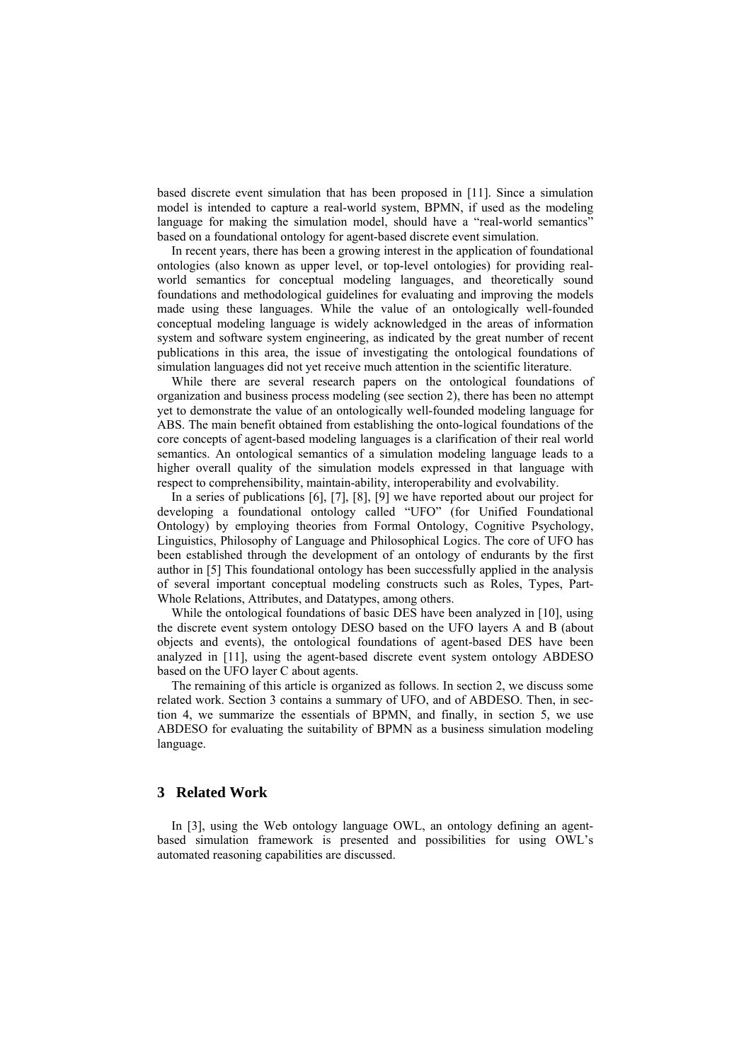based discrete event simulation that has been proposed in [11]. Since a simulation model is intended to capture a real-world system, BPMN, if used as the modeling language for making the simulation model, should have a "real-world semantics" based on a foundational ontology for agent-based discrete event simulation.

In recent years, there has been a growing interest in the application of foundational ontologies (also known as upper level, or top-level ontologies) for providing real-world semantics for conceptual modeling languages, and theoretically sound foundations and methodological guidelines for evaluating and improving the models made using these languages. While the value of an ontologically well-founded conceptual modeling language is widely acknowledged in the areas of information system and software system engineering, as indicated by the great number of recent publications in this area, the issue of investigating the ontological foundations of simulation languages did not yet receive much attention in the scientific literature.

While there are several research papers on the ontological foundations of organization and business process modeling (see section 2), there has been no attempt yet to demonstrate the value of an ontologically well-founded modeling language for ABS. The main benefit obtained from establishing the onto-logical foundations of the core concepts of agent-based modeling languages is a clarification of their real world semantics. An ontological semantics of a simulation modeling language leads to a higher overall quality of the simulation models expressed in that language with respect to comprehensibility, maintain-ability, interoperability and evolvability.

In a series of publications [6], [7], [8], [9] we have reported about our project for developing a foundational ontology called "UFO" (for Unified Foundational Ontology) by employing theories from Formal Ontology, Cognitive Psychology, Linguistics, Philosophy of Language and Philosophical Logics. The core of UFO has been established through the development of an ontology of endurants by the first author in [5] This foundational ontology has been successfully applied in the analysis of several important conceptual modeling constructs such as Roles, Types, Part-Whole Relations, Attributes, and Datatypes, among others.

While the ontological foundations of basic DES have been analyzed in [10], using the discrete event system ontology DESO based on the UFO layers A and B (about objects and events), the ontological foundations of agent-based DES have been analyzed in [11], using the agent-based discrete event system ontology ABDESO based on the UFO layer C about agents.

The remaining of this article is organized as follows. In section 2, we discuss some related work. Section 3 contains a summary of UFO, and of ABDESO. Then, in section 4, we summarize the essentials of BPMN, and finally, in section 5, we use ABDESO for evaluating the suitability of BPMN as a business simulation modeling language.

## 3 Related Work

In [3], using the Web ontology language OWL, an ontology defining an agent-based simulation framework is presented and possibilities for using OWL's automated reasoning capabilities are discussed.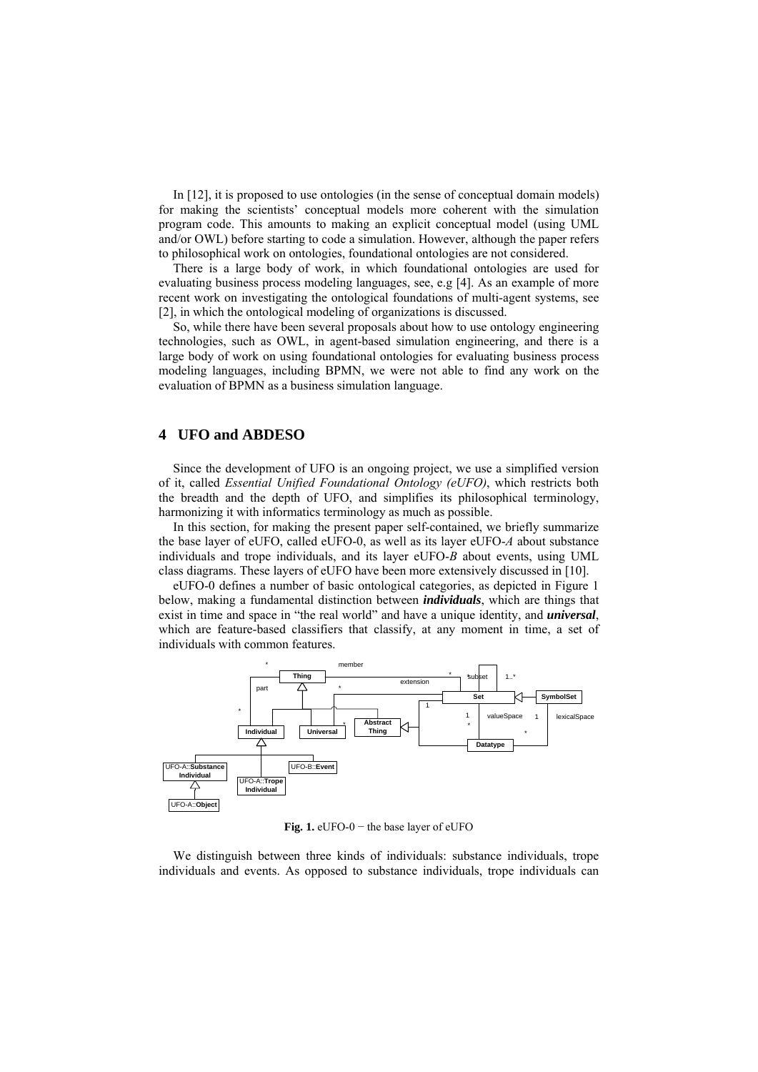In [12], it is proposed to use ontologies (in the sense of conceptual domain models) for making the scientists' conceptual models more coherent with the simulation program code. This amounts to making an explicit conceptual model (using UML and/or OWL) before starting to code a simulation. However, although the paper refers to philosophical work on ontologies, foundational ontologies are not considered.

There is a large body of work, in which foundational ontologies are used for evaluating business process modeling languages, see, e.g [4]. As an example of more recent work on investigating the ontological foundations of multi-agent systems, see [2], in which the ontological modeling of organizations is discussed.

So, while there have been several proposals about how to use ontology engineering technologies, such as OWL, in agent-based simulation engineering, and there is a large body of work on using foundational ontologies for evaluating business process modeling languages, including BPMN, we were not able to find any work on the evaluation of BPMN as a business simulation language.

# 4 UFO and ABDESO

Since the development of UFO is an ongoing project, we use a simplified version of it, called *Essential Unified Foundational Ontology (eUFO)*, which restricts both the breadth and the depth of UFO, and simplifies its philosophical terminology, harmonizing it with informatics terminology as much as possible.

In this section, for making the present paper self-contained, we briefly summarize the base layer of eUFO, called eUFO-0, as well as its layer eUFO-*A* about substance individuals and trope individuals, and its layer eUFO-*B* about events, using UML class diagrams. These layers of eUFO have been more extensively discussed in [10].

eUFO-0 defines a number of basic ontological categories, as depicted in Figure 1 below, making a fundamental distinction between ***individuals***, which are things that exist in time and space in "the real world" and have a unique identity, and ***universal***, which are feature-based classifiers that classify, at any moment in time, a set of individuals with common features.

**Fig. 1.** eUFO-0 − the base layer of eUFO

We distinguish between three kinds of individuals: substance individuals, trope individuals and events. As opposed to substance individuals, trope individuals can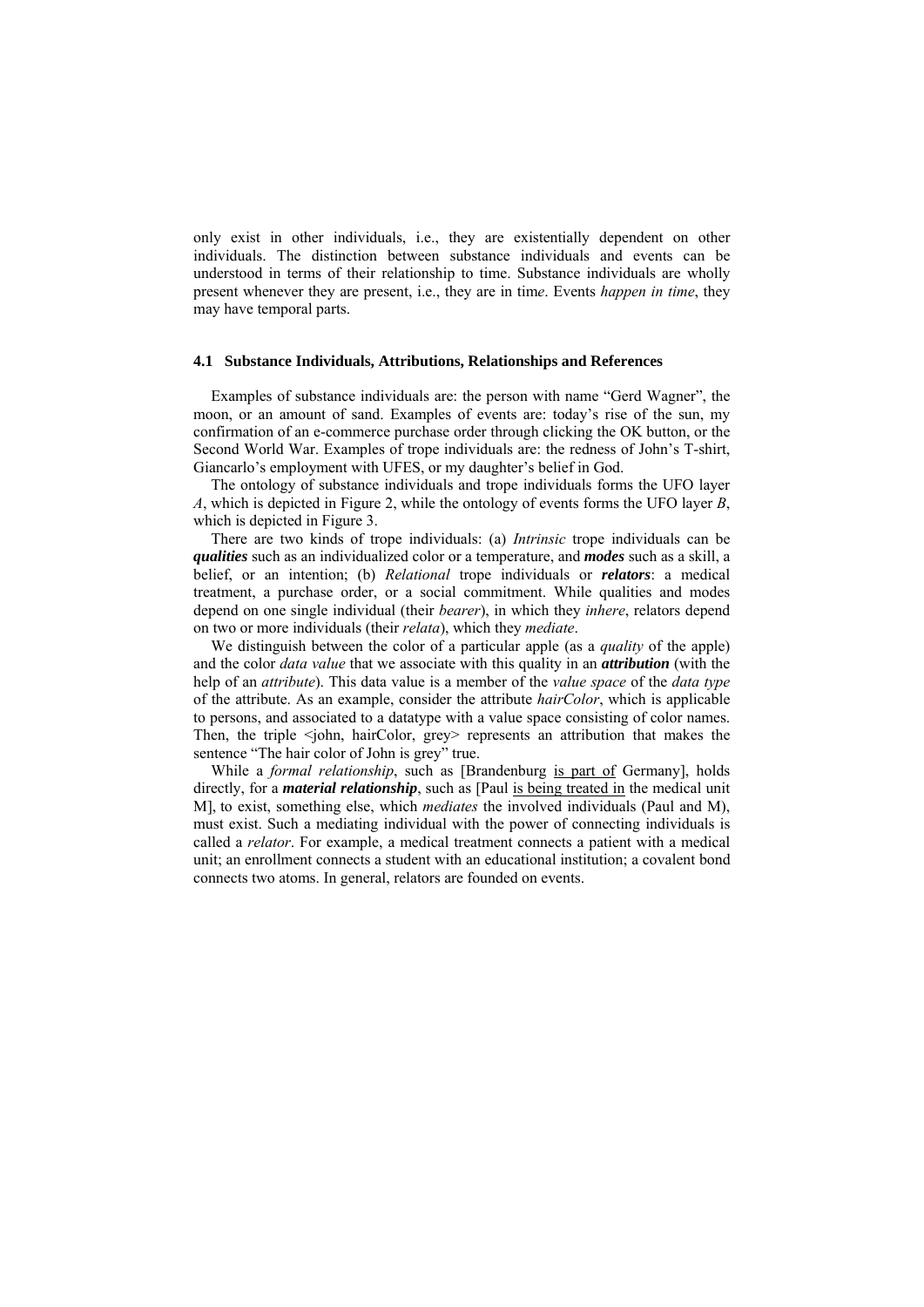only exist in other individuals, i.e., they are existentially dependent on other individuals. The distinction between substance individuals and events can be understood in terms of their relationship to time. Substance individuals are wholly present whenever they are present, i.e., they are in tim*e*. Events *happen in time*, they may have temporal parts.

### 4.1 Substance Individuals, Attributions, Relationships and References

Examples of substance individuals are: the person with name "Gerd Wagner", the moon, or an amount of sand. Examples of events are: today's rise of the sun, my confirmation of an e-commerce purchase order through clicking the OK button, or the Second World War. Examples of trope individuals are: the redness of John's T-shirt, Giancarlo's employment with UFES, or my daughter's belief in God.

The ontology of substance individuals and trope individuals forms the UFO layer *A*, which is depicted in Figure 2, while the ontology of events forms the UFO layer *B*, which is depicted in Figure 3.

There are two kinds of trope individuals: (a) *Intrinsic* trope individuals can be ***qualities*** such as an individualized color or a temperature, and ***modes*** such as a skill, a belief, or an intention; (b) *Relational* trope individuals or ***relators***: a medical treatment, a purchase order, or a social commitment. While qualities and modes depend on one single individual (their *bearer*), in which they *inhere*, relators depend on two or more individuals (their *relata*), which they *mediate*.

We distinguish between the color of a particular apple (as a *quality* of the apple) and the color *data value* that we associate with this quality in an ***attribution*** (with the help of an *attribute*). This data value is a member of the *value space* of the *data type* of the attribute. As an example, consider the attribute *hairColor*, which is applicable to persons, and associated to a datatype with a value space consisting of color names. Then, the triple <john, hairColor, grey> represents an attribution that makes the sentence "The hair color of John is grey" true.

While a *formal relationship*, such as [Brandenburg <u>is part of</u> Germany], holds directly, for a ***material relationship***, such as [Paul <u>is being treated in</u> the medical unit M], to exist, something else, which *mediates* the involved individuals (Paul and M), must exist. Such a mediating individual with the power of connecting individuals is called a *relator*. For example, a medical treatment connects a patient with a medical unit; an enrollment connects a student with an educational institution; a covalent bond connects two atoms. In general, relators are founded on events.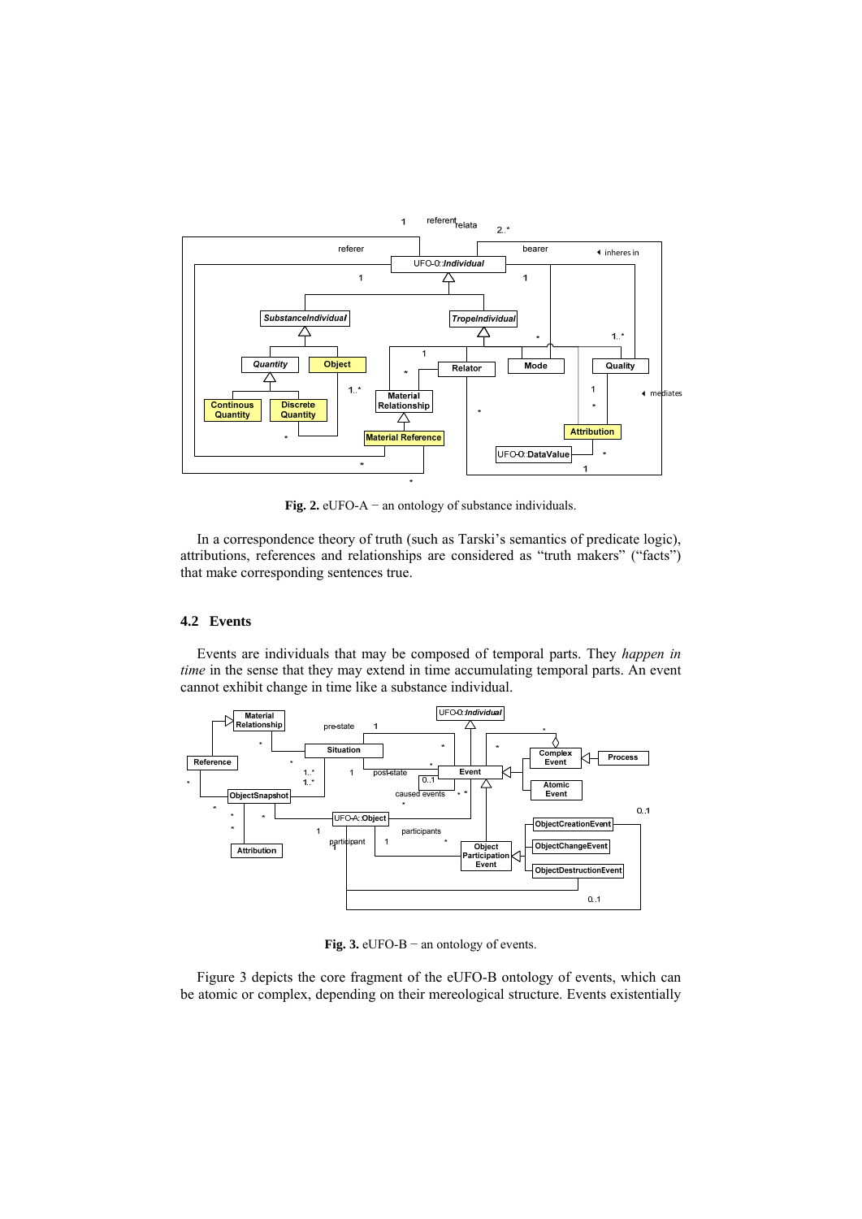**Fig. 2.** eUFO-A − an ontology of substance individuals.

In a correspondence theory of truth (such as Tarski's semantics of predicate logic), attributions, references and relationships are considered as "truth makers" ("facts") that make corresponding sentences true.

### 4.2 Events

Events are individuals that may be composed of temporal parts. They *happen in time* in the sense that they may extend in time accumulating temporal parts. An event cannot exhibit change in time like a substance individual.

**Fig. 3.** eUFO-B − an ontology of events.

Figure 3 depicts the core fragment of the eUFO-B ontology of events, which can be atomic or complex, depending on their mereological structure. Events existentially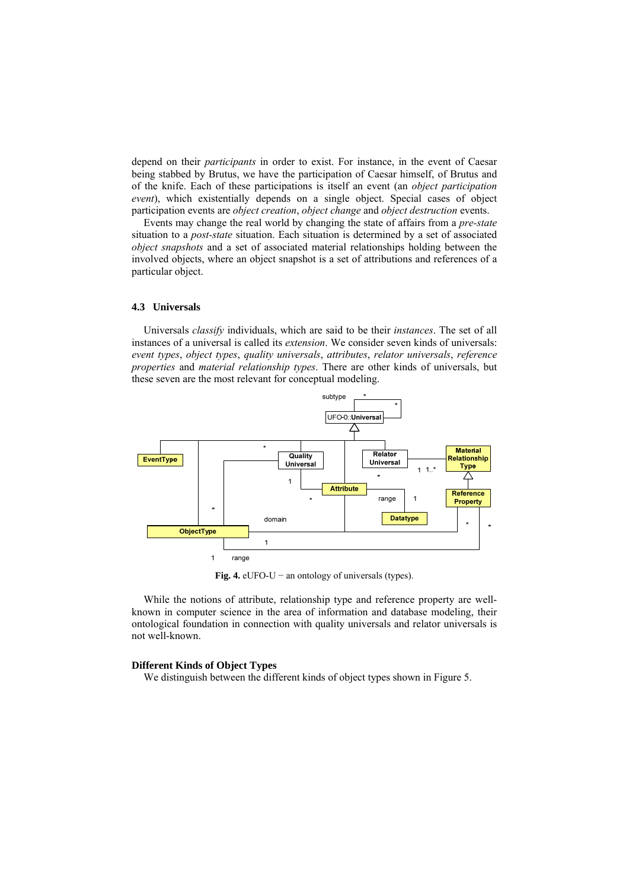depend on their *participants* in order to exist. For instance, in the event of Caesar being stabbed by Brutus, we have the participation of Caesar himself, of Brutus and of the knife. Each of these participations is itself an event (an *object participation event*), which existentially depends on a single object. Special cases of object participation events are *object creation*, *object change* and *object destruction* events.

Events may change the real world by changing the state of affairs from a *pre-state* situation to a *post-state* situation. Each situation is determined by a set of associated *object snapshots* and a set of associated material relationships holding between the involved objects, where an object snapshot is a set of attributions and references of a particular object.

### 4.3 Universals

Universals *classify* individuals, which are said to be their *instances*. The set of all instances of a universal is called its *extension*. We consider seven kinds of universals: *event types*, *object types*, *quality universals*, *attributes*, *relator universals*, *reference properties* and *material relationship types*. There are other kinds of universals, but these seven are the most relevant for conceptual modeling.

**Fig. 4.** eUFO-U − an ontology of universals (types).

While the notions of attribute, relationship type and reference property are well-known in computer science in the area of information and database modeling, their ontological foundation in connection with quality universals and relator universals is not well-known.

**Different Kinds of Object Types**

We distinguish between the different kinds of object types shown in Figure 5.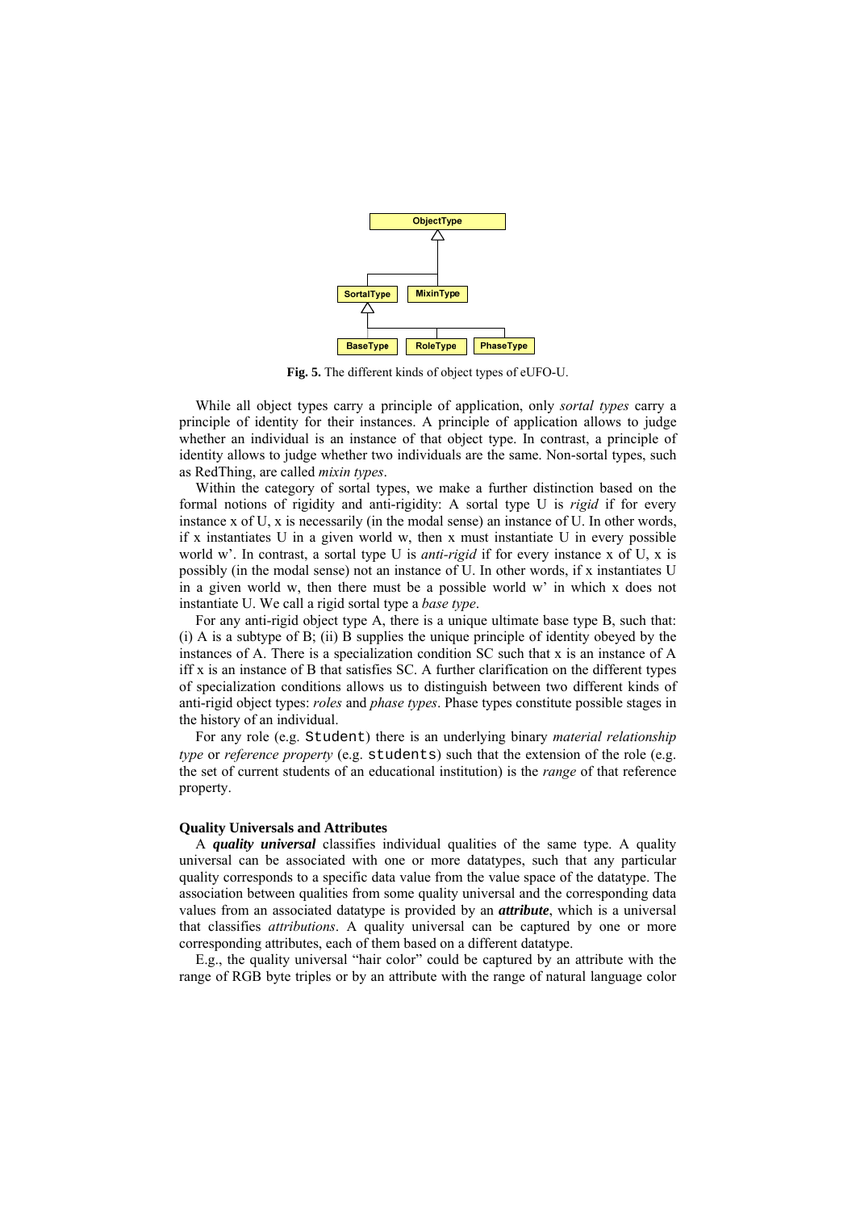ObjectType

SortalType

MixinType

BaseType

RoleType

PhaseType

**Fig. 5.** The different kinds of object types of eUFO-U.

While all object types carry a principle of application, only *sortal types* carry a principle of identity for their instances. A principle of application allows to judge whether an individual is an instance of that object type. In contrast, a principle of identity allows to judge whether two individuals are the same. Non-sortal types, such as RedThing, are called *mixin types*.

Within the category of sortal types, we make a further distinction based on the formal notions of rigidity and anti-rigidity: A sortal type U is *rigid* if for every instance x of U, x is necessarily (in the modal sense) an instance of U. In other words, if x instantiates U in a given world w, then x must instantiate U in every possible world w'. In contrast, a sortal type U is *anti-rigid* if for every instance x of U, x is possibly (in the modal sense) not an instance of U. In other words, if x instantiates U in a given world w, then there must be a possible world w' in which x does not instantiate U. We call a rigid sortal type a *base type*.

For any anti-rigid object type A, there is a unique ultimate base type B, such that: (i) A is a subtype of B; (ii) B supplies the unique principle of identity obeyed by the instances of A. There is a specialization condition SC such that x is an instance of A iff x is an instance of B that satisfies SC. A further clarification on the different types of specialization conditions allows us to distinguish between two different kinds of anti-rigid object types: *roles* and *phase types*. Phase types constitute possible stages in the history of an individual.

For any role (e.g. `Student`) there is an underlying binary *material relationship type* or *reference property* (e.g. `students`) such that the extension of the role (e.g. the set of current students of an educational institution) is the *range* of that reference property.

**Quality Universals and Attributes**

A ***quality universal*** classifies individual qualities of the same type. A quality universal can be associated with one or more datatypes, such that any particular quality corresponds to a specific data value from the value space of the datatype. The association between qualities from some quality universal and the corresponding data values from an associated datatype is provided by an ***attribute***, which is a universal that classifies *attributions*. A quality universal can be captured by one or more corresponding attributes, each of them based on a different datatype.

E.g., the quality universal "hair color" could be captured by an attribute with the range of RGB byte triples or by an attribute with the range of natural language color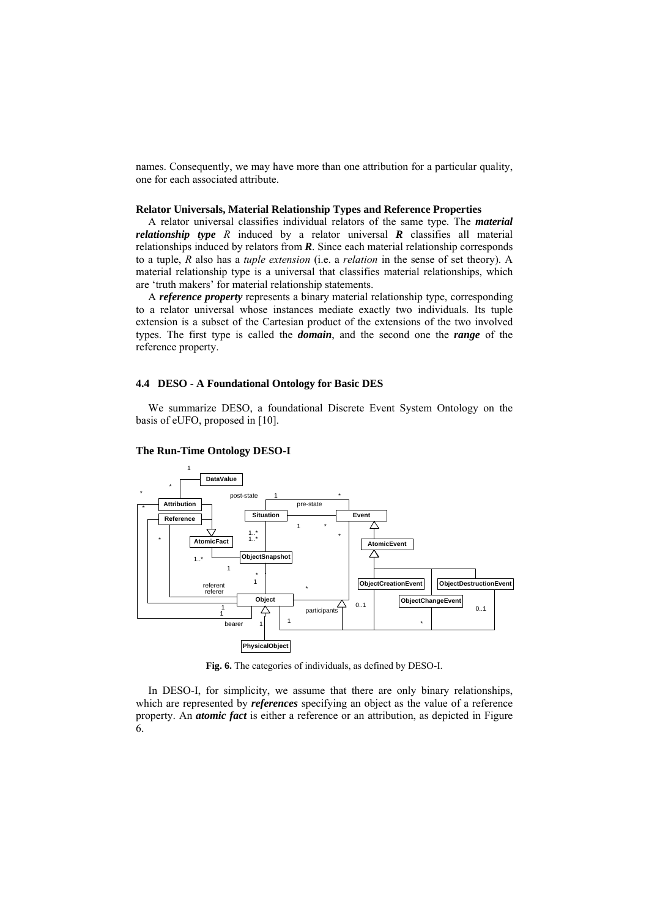names. Consequently, we may have more than one attribution for a particular quality, one for each associated attribute.

**Relator Universals, Material Relationship Types and Reference Properties**

A relator universal classifies individual relators of the same type. The ***material relationship type*** *R* induced by a relator universal ***R*** classifies all material relationships induced by relators from ***R***. Since each material relationship corresponds to a tuple, *R* also has a *tuple extension* (i.e. a *relation* in the sense of set theory). A material relationship type is a universal that classifies material relationships, which are 'truth makers' for material relationship statements.

A ***reference property*** represents a binary material relationship type, corresponding to a relator universal whose instances mediate exactly two individuals. Its tuple extension is a subset of the Cartesian product of the extensions of the two involved types. The first type is called the ***domain***, and the second one the ***range*** of the reference property.

### 4.4 DESO - A Foundational Ontology for Basic DES

We summarize DESO, a foundational Discrete Event System Ontology on the basis of eUFO, proposed in [10].

**The Run-Time Ontology DESO-I**

**Fig. 6.** The categories of individuals, as defined by DESO-I.

In DESO-I, for simplicity, we assume that there are only binary relationships, which are represented by ***references*** specifying an object as the value of a reference property. An ***atomic fact*** is either a reference or an attribution, as depicted in Figure 6.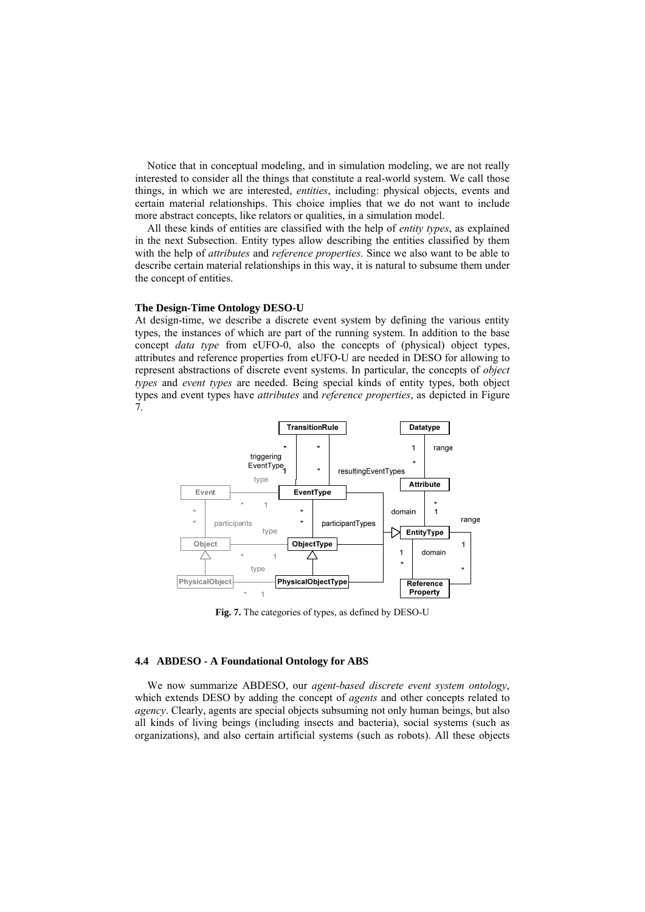Notice that in conceptual modeling, and in simulation modeling, we are not really interested to consider all the things that constitute a real-world system. We call those things, in which we are interested, *entities*, including: physical objects, events and certain material relationships. This choice implies that we do not want to include more abstract concepts, like relators or qualities, in a simulation model.

All these kinds of entities are classified with the help of *entity types*, as explained in the next Subsection. Entity types allow describing the entities classified by them with the help of *attributes* and *reference properties*. Since we also want to be able to describe certain material relationships in this way, it is natural to subsume them under the concept of entities.

**The Design-Time Ontology DESO-U**

At design-time, we describe a discrete event system by defining the various entity types, the instances of which are part of the running system. In addition to the base concept *data type* from eUFO-0, also the concepts of (physical) object types, attributes and reference properties from eUFO-U are needed in DESO for allowing to represent abstractions of discrete event systems. In particular, the concepts of *object types* and *event types* are needed. Being special kinds of entity types, both object types and event types have *attributes* and *reference properties*, as depicted in Figure 7.

TransitionRule
Datatype
triggering EventType
resultingEventTypes
range
type
Event
EventType
Attribute
participants
participantTypes
domain
range
type
Object
ObjectType
EntityType
type
domain
PhysicalObject
PhysicalObjectType
Reference Property

**Fig. 7.** The categories of types, as defined by DESO-U

## 4.4 ABDESO - A Foundational Ontology for ABS

We now summarize ABDESO, our *agent-based discrete event system ontology*, which extends DESO by adding the concept of *agents* and other concepts related to *agency*. Clearly, agents are special objects subsuming not only human beings, but also all kinds of living beings (including insects and bacteria), social systems (such as organizations), and also certain artificial systems (such as robots). All these objects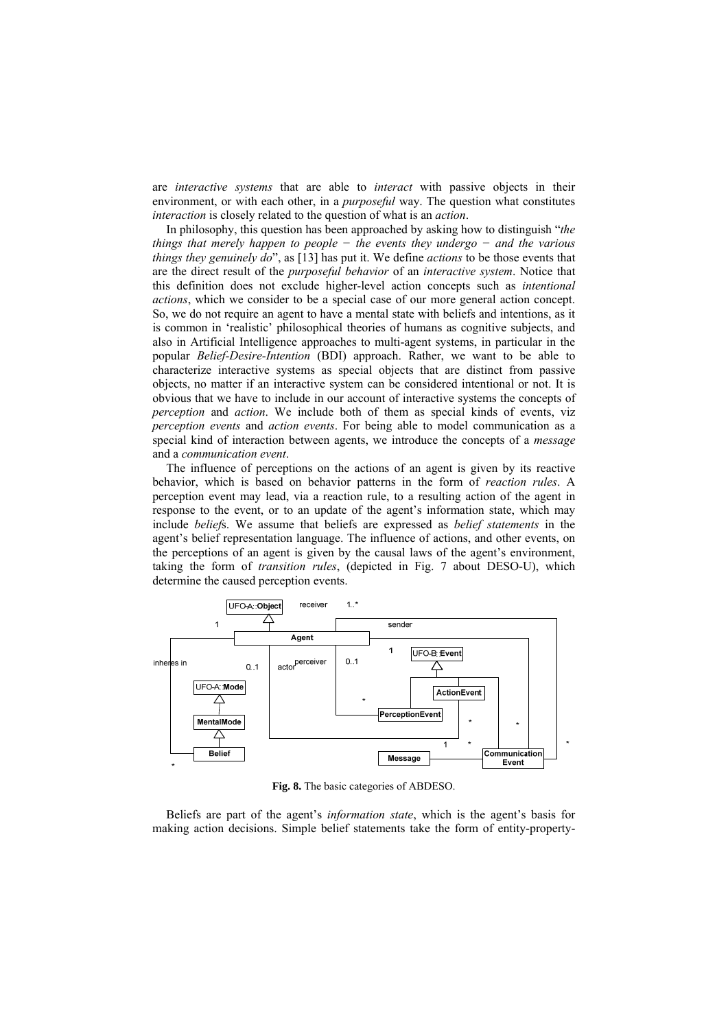are *interactive systems* that are able to *interact* with passive objects in their environment, or with each other, in a *purposeful* way. The question what constitutes *interaction* is closely related to the question of what is an *action*.

In philosophy, this question has been approached by asking how to distinguish "*the things that merely happen to people − the events they undergo − and the various things they genuinely do*", as [13] has put it. We define *actions* to be those events that are the direct result of the *purposeful behavior* of an *interactive system*. Notice that this definition does not exclude higher-level action concepts such as *intentional actions*, which we consider to be a special case of our more general action concept. So, we do not require an agent to have a mental state with beliefs and intentions, as it is common in 'realistic' philosophical theories of humans as cognitive subjects, and also in Artificial Intelligence approaches to multi-agent systems, in particular in the popular *Belief-Desire-Intention* (BDI) approach. Rather, we want to be able to characterize interactive systems as special objects that are distinct from passive objects, no matter if an interactive system can be considered intentional or not. It is obvious that we have to include in our account of interactive systems the concepts of *perception* and *action*. We include both of them as special kinds of events, viz *perception events* and *action events*. For being able to model communication as a special kind of interaction between agents, we introduce the concepts of a *message* and a *communication event*.

The influence of perceptions on the actions of an agent is given by its reactive behavior, which is based on behavior patterns in the form of *reaction rules*. A perception event may lead, via a reaction rule, to a resulting action of the agent in response to the event, or to an update of the agent's information state, which may include *belief*s. We assume that beliefs are expressed as *belief statements* in the agent's belief representation language. The influence of actions, and other events, on the perceptions of an agent is given by the causal laws of the agent's environment, taking the form of *transition rules*, (depicted in Fig. 7 about DESO-U), which determine the caused perception events.

UFO-A::Object
receiver
1..*
1
sender
Agent
1
UFO-B::Event
inheres in
0..1
actor
perceiver
0..1
UFO-A::Mode
ActionEvent
*
MentalMode
PerceptionEvent
*
*
1
*
*
Belief
Message
Communication Event
*

**Fig. 8.** The basic categories of ABDESO.

Beliefs are part of the agent's *information state*, which is the agent's basis for making action decisions. Simple belief statements take the form of entity-property-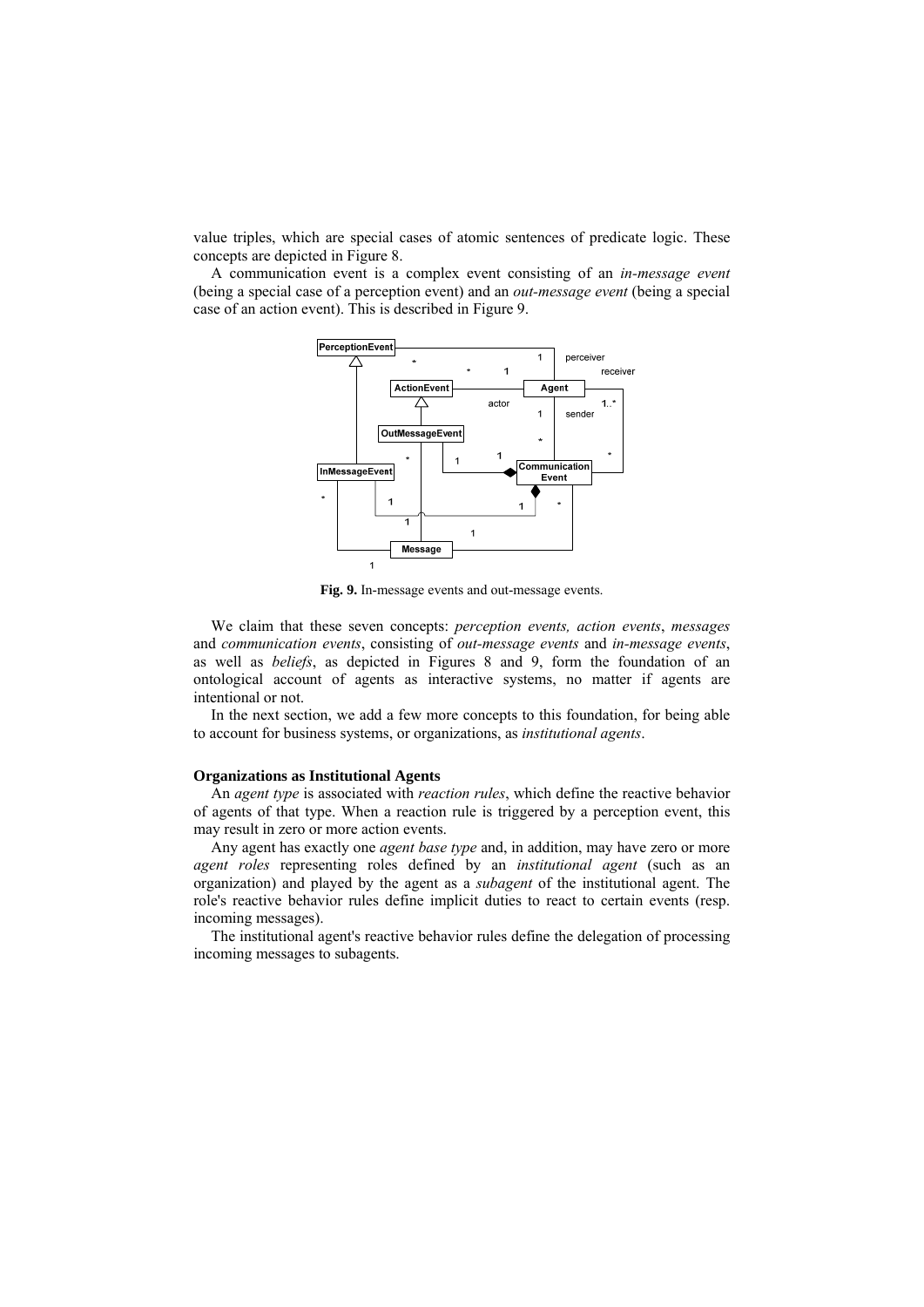value triples, which are special cases of atomic sentences of predicate logic. These concepts are depicted in Figure 8.

A communication event is a complex event consisting of an *in-message event* (being a special case of a perception event) and an *out-message event* (being a special case of an action event). This is described in Figure 9.

**Fig. 9.** In-message events and out-message events.

We claim that these seven concepts: *perception events, action events*, *messages* and *communication events*, consisting of *out-message events* and *in-message events*, as well as *beliefs*, as depicted in Figures 8 and 9, form the foundation of an ontological account of agents as interactive systems, no matter if agents are intentional or not.

In the next section, we add a few more concepts to this foundation, for being able to account for business systems, or organizations, as *institutional agents*.

### Organizations as Institutional Agents

An *agent type* is associated with *reaction rules*, which define the reactive behavior of agents of that type. When a reaction rule is triggered by a perception event, this may result in zero or more action events.

Any agent has exactly one *agent base type* and, in addition, may have zero or more *agent roles* representing roles defined by an *institutional agent* (such as an organization) and played by the agent as a *subagent* of the institutional agent. The role's reactive behavior rules define implicit duties to react to certain events (resp. incoming messages).

The institutional agent's reactive behavior rules define the delegation of processing incoming messages to subagents.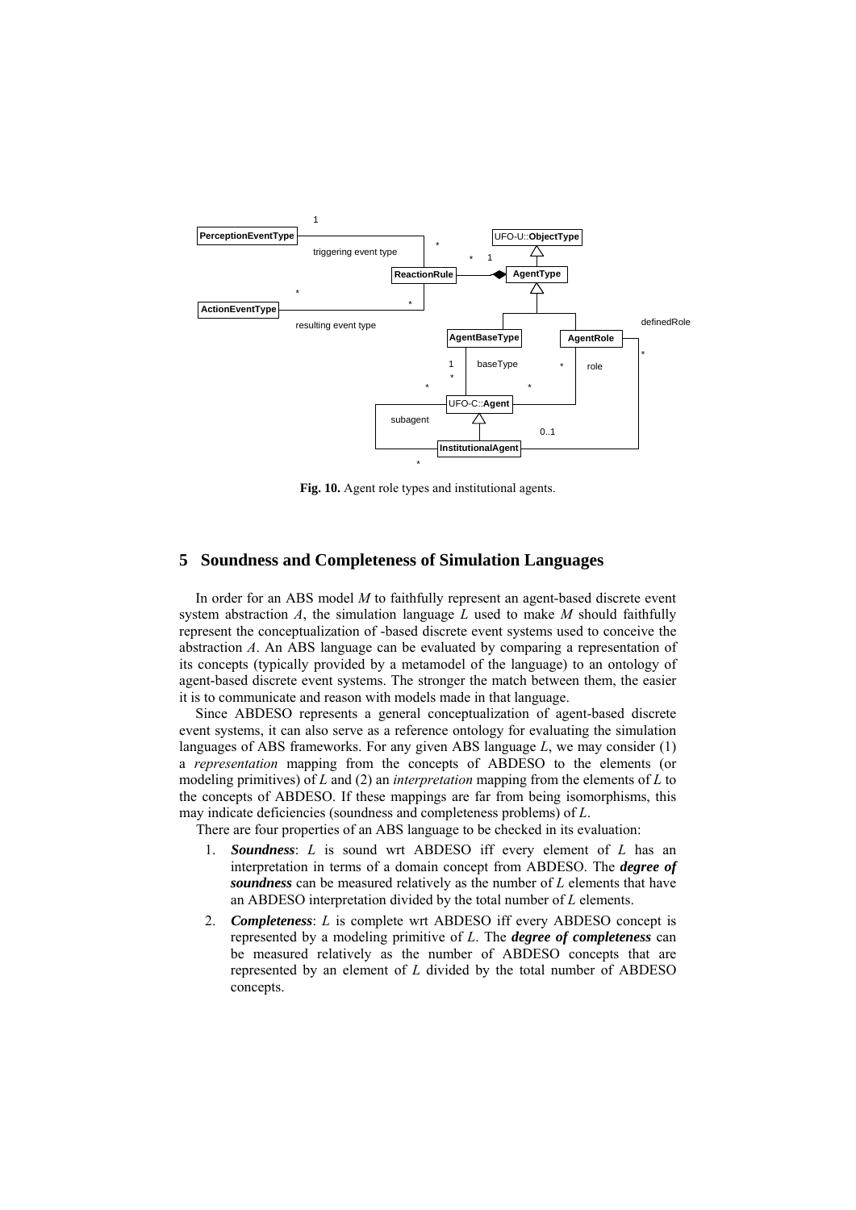Fig. 10. Agent role types and institutional agents.

## 5 Soundness and Completeness of Simulation Languages

In order for an ABS model $M$ to faithfully represent an agent-based discrete event system abstraction $A$, the simulation language $L$ used to make $M$ should faithfully represent the conceptualization of -based discrete event systems used to conceive the abstraction $A$. An ABS language can be evaluated by comparing a representation of its concepts (typically provided by a metamodel of the language) to an ontology of agent-based discrete event systems. The stronger the match between them, the easier it is to communicate and reason with models made in that language.

Since ABDESO represents a general conceptualization of agent-based discrete event systems, it can also serve as a reference ontology for evaluating the simulation languages of ABS frameworks. For any given ABS language $L$, we may consider (1) a *representation* mapping from the concepts of ABDESO to the elements (or modeling primitives) of $L$ and (2) an *interpretation* mapping from the elements of $L$ to the concepts of ABDESO. If these mappings are far from being isomorphisms, this may indicate deficiencies (soundness and completeness problems) of $L$.

There are four properties of an ABS language to be checked in its evaluation:

1. ***Soundness***: $L$ is sound wrt ABDESO iff every element of $L$ has an interpretation in terms of a domain concept from ABDESO. The ***degree of soundness*** can be measured relatively as the number of $L$ elements that have an ABDESO interpretation divided by the total number of $L$ elements.
2. ***Completeness***: $L$ is complete wrt ABDESO iff every ABDESO concept is represented by a modeling primitive of $L$. The ***degree of completeness*** can be measured relatively as the number of ABDESO concepts that are represented by an element of $L$ divided by the total number of ABDESO concepts.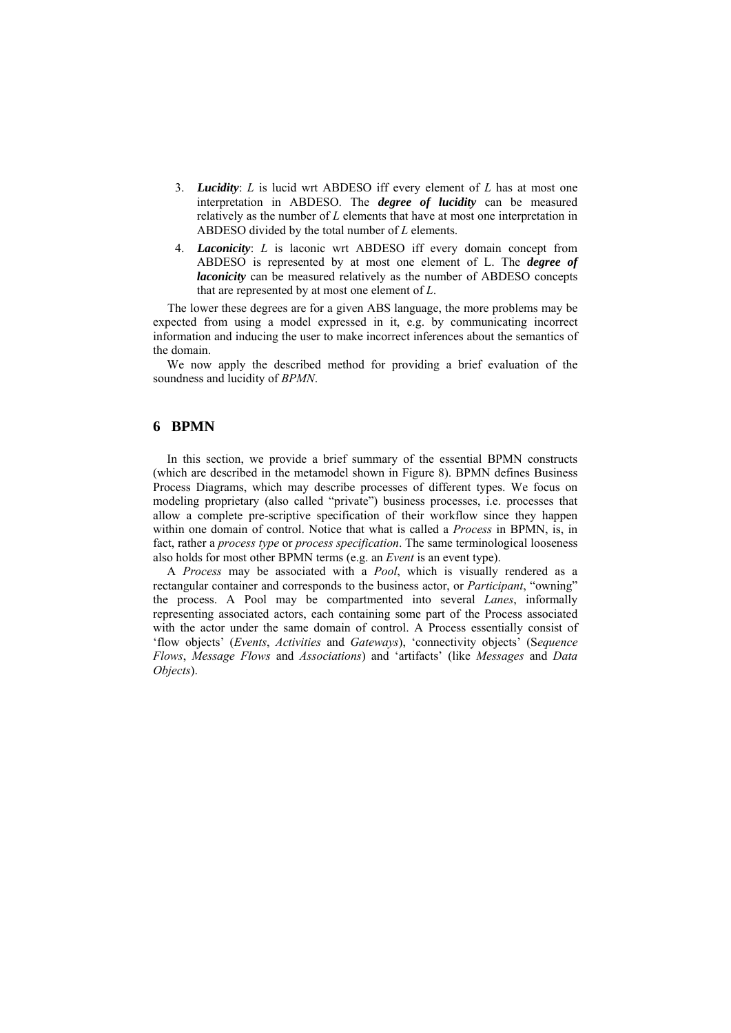3. ***Lucidity***: *L* is lucid wrt ABDESO iff every element of *L* has at most one interpretation in ABDESO. The ***degree of lucidity*** can be measured relatively as the number of *L* elements that have at most one interpretation in ABDESO divided by the total number of *L* elements.
4. ***Laconicity***: *L* is laconic wrt ABDESO iff every domain concept from ABDESO is represented by at most one element of L. The ***degree of laconicity*** can be measured relatively as the number of ABDESO concepts that are represented by at most one element of *L*.

The lower these degrees are for a given ABS language, the more problems may be expected from using a model expressed in it, e.g. by communicating incorrect information and inducing the user to make incorrect inferences about the semantics of the domain.

We now apply the described method for providing a brief evaluation of the soundness and lucidity of *BPMN*.

## 6 BPMN

In this section, we provide a brief summary of the essential BPMN constructs (which are described in the metamodel shown in Figure 8). BPMN defines Business Process Diagrams, which may describe processes of different types. We focus on modeling proprietary (also called "private") business processes, i.e. processes that allow a complete pre-scriptive specification of their workflow since they happen within one domain of control. Notice that what is called a *Process* in BPMN, is, in fact, rather a *process type* or *process specification*. The same terminological looseness also holds for most other BPMN terms (e.g. an *Event* is an event type).

A *Process* may be associated with a *Pool*, which is visually rendered as a rectangular container and corresponds to the business actor, or *Participant*, "owning" the process. A Pool may be compartmented into several *Lanes*, informally representing associated actors, each containing some part of the Process associated with the actor under the same domain of control. A Process essentially consist of 'flow objects' (*Events*, *Activities* and *Gateways*), 'connectivity objects' (S*equence Flows*, *Message Flows* and *Associations*) and 'artifacts' (like *Messages* and *Data Objects*).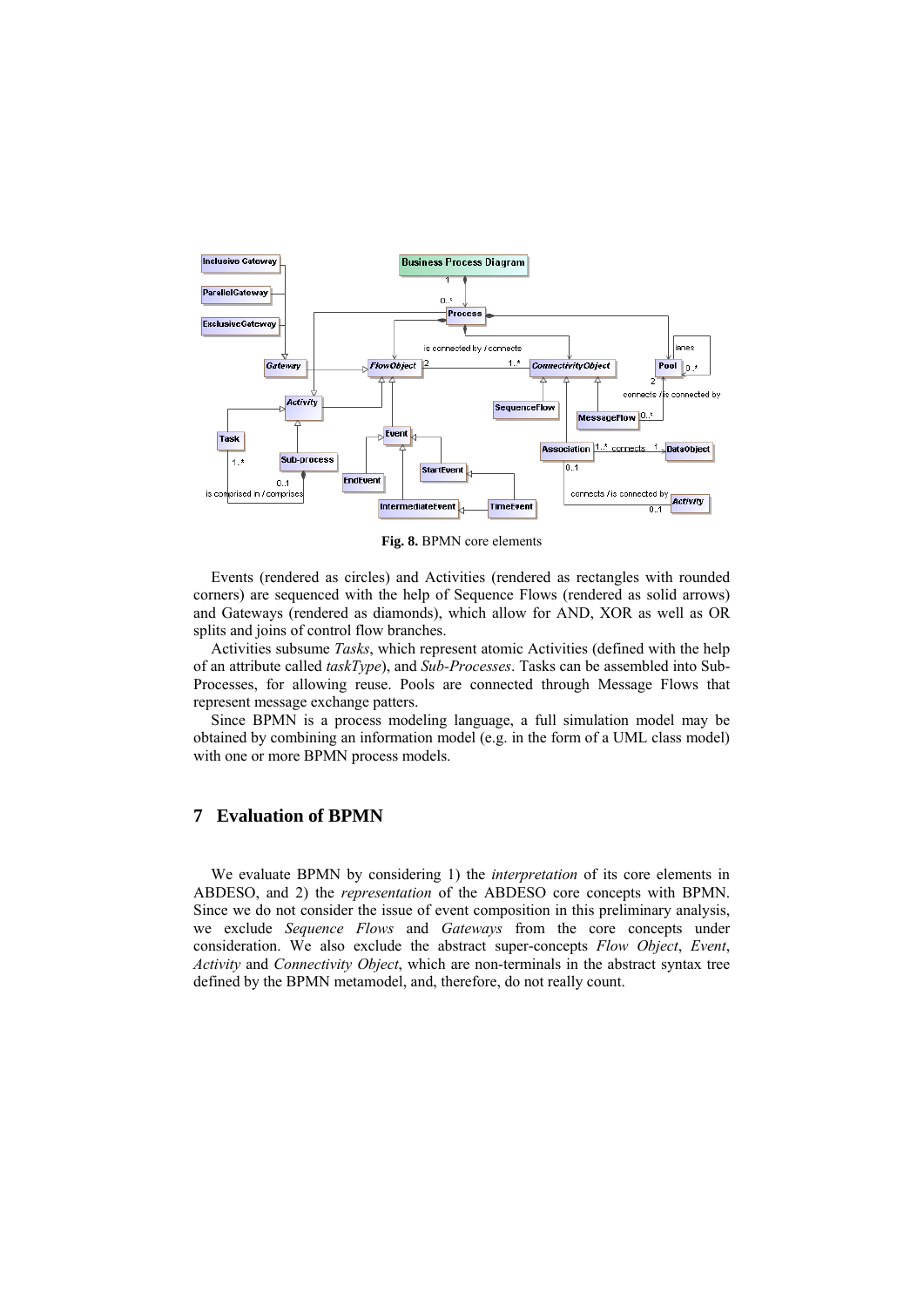**Fig. 8.** BPMN core elements

Events (rendered as circles) and Activities (rendered as rectangles with rounded corners) are sequenced with the help of Sequence Flows (rendered as solid arrows) and Gateways (rendered as diamonds), which allow for AND, XOR as well as OR splits and joins of control flow branches.

Activities subsume *Tasks*, which represent atomic Activities (defined with the help of an attribute called *taskType*), and *Sub-Processes*. Tasks can be assembled into Sub-Processes, for allowing reuse. Pools are connected through Message Flows that represent message exchange patters.

Since BPMN is a process modeling language, a full simulation model may be obtained by combining an information model (e.g. in the form of a UML class model) with one or more BPMN process models.

## 7 Evaluation of BPMN

We evaluate BPMN by considering 1) the *interpretation* of its core elements in ABDESO, and 2) the *representation* of the ABDESO core concepts with BPMN. Since we do not consider the issue of event composition in this preliminary analysis, we exclude *Sequence Flows* and *Gateways* from the core concepts under consideration. We also exclude the abstract super-concepts *Flow Object*, *Event*, *Activity* and *Connectivity Object*, which are non-terminals in the abstract syntax tree defined by the BPMN metamodel, and, therefore, do not really count.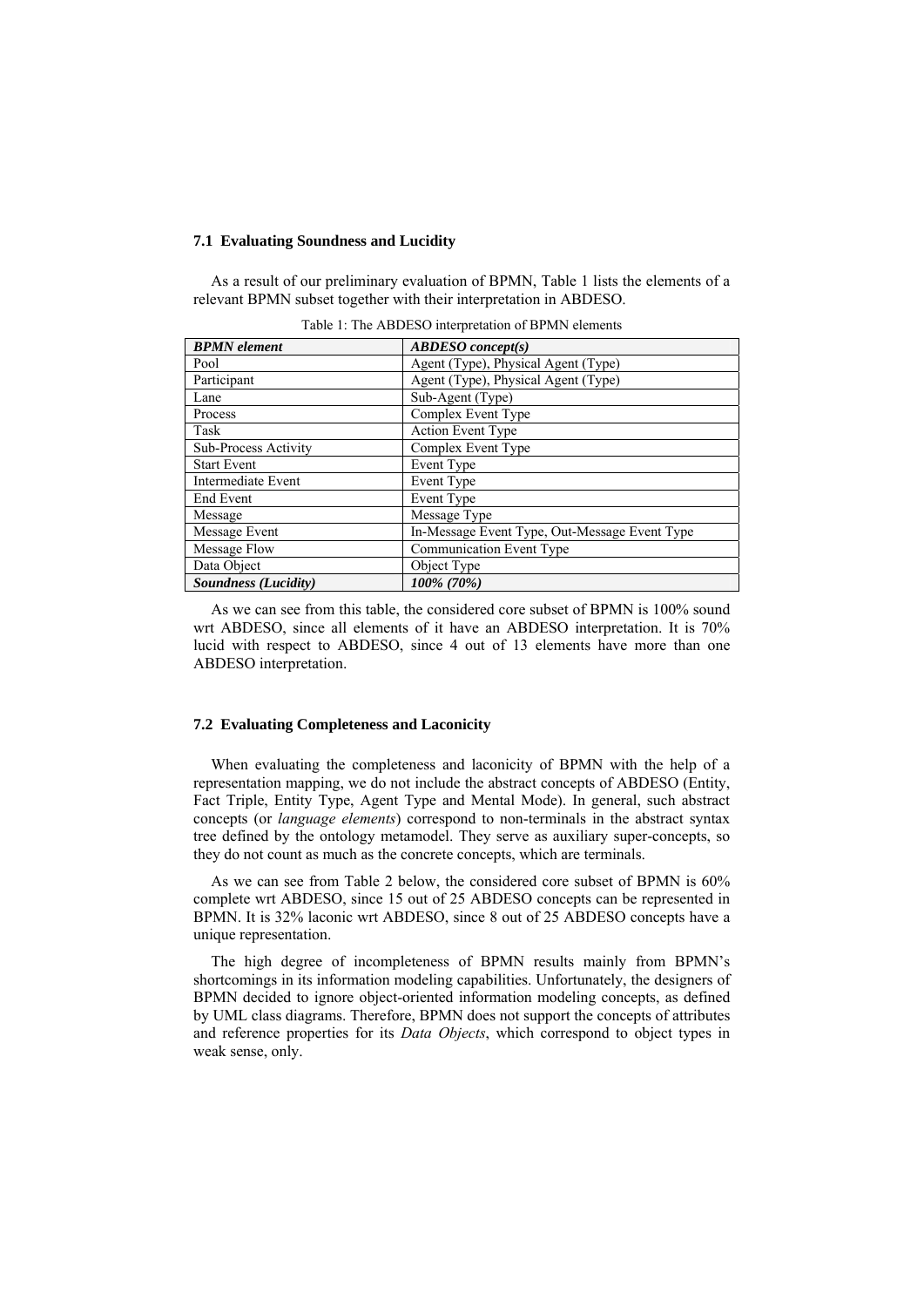### 7.1 Evaluating Soundness and Lucidity

As a result of our preliminary evaluation of BPMN, Table 1 lists the elements of a relevant BPMN subset together with their interpretation in ABDESO.

Table 1: The ABDESO interpretation of BPMN elements

| ***BPMN element*** | ***ABDESO concept(s)*** |
|---|---|
| Pool | Agent (Type), Physical Agent (Type) |
| Participant | Agent (Type), Physical Agent (Type) |
| Lane | Sub-Agent (Type) |
| Process | Complex Event Type |
| Task | Action Event Type |
| Sub-Process Activity | Complex Event Type |
| Start Event | Event Type |
| Intermediate Event | Event Type |
| End Event | Event Type |
| Message | Message Type |
| Message Event | In-Message Event Type, Out-Message Event Type |
| Message Flow | Communication Event Type |
| Data Object | Object Type |
| ***Soundness (Lucidity)*** | *100% (70%)* |

As we can see from this table, the considered core subset of BPMN is 100% sound wrt ABDESO, since all elements of it have an ABDESO interpretation. It is 70% lucid with respect to ABDESO, since 4 out of 13 elements have more than one ABDESO interpretation.

### 7.2 Evaluating Completeness and Laconicity

When evaluating the completeness and laconicity of BPMN with the help of a representation mapping, we do not include the abstract concepts of ABDESO (Entity, Fact Triple, Entity Type, Agent Type and Mental Mode). In general, such abstract concepts (or *language elements*) correspond to non-terminals in the abstract syntax tree defined by the ontology metamodel. They serve as auxiliary super-concepts, so they do not count as much as the concrete concepts, which are terminals.

As we can see from Table 2 below, the considered core subset of BPMN is 60% complete wrt ABDESO, since 15 out of 25 ABDESO concepts can be represented in BPMN. It is 32% laconic wrt ABDESO, since 8 out of 25 ABDESO concepts have a unique representation.

The high degree of incompleteness of BPMN results mainly from BPMN's shortcomings in its information modeling capabilities. Unfortunately, the designers of BPMN decided to ignore object-oriented information modeling concepts, as defined by UML class diagrams. Therefore, BPMN does not support the concepts of attributes and reference properties for its *Data Objects*, which correspond to object types in weak sense, only.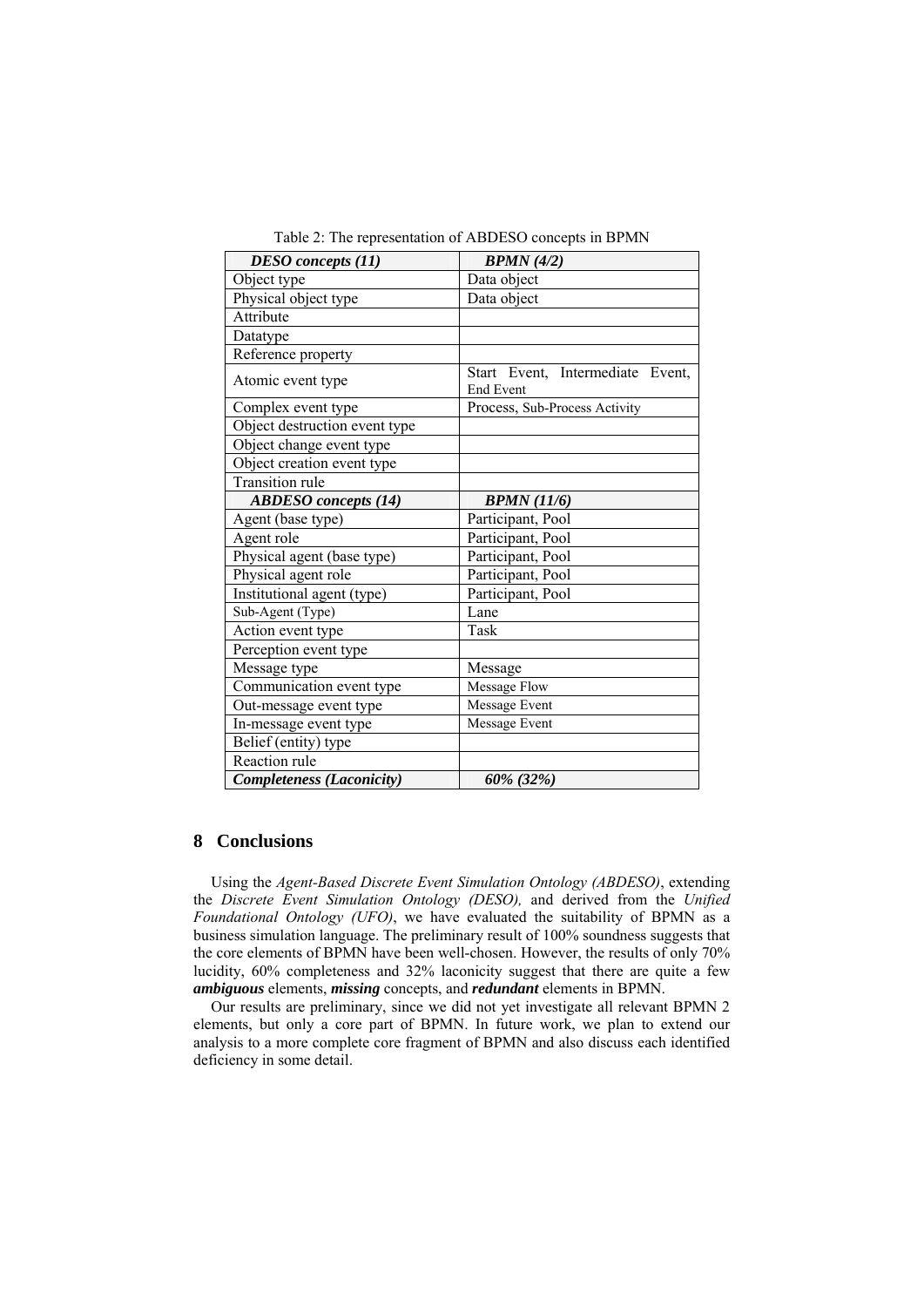Table 2: The representation of ABDESO concepts in BPMN

| *DESO concepts (11)* | *BPMN (4/2)* |
|---|---|
| Object type | Data object |
| Physical object type | Data object |
| Attribute | |
| Datatype | |
| Reference property | |
| Atomic event type | Start Event, Intermediate Event, End Event |
| Complex event type | Process, Sub-Process Activity |
| Object destruction event type | |
| Object change event type | |
| Object creation event type | |
| Transition rule | |
| ***ABDESO concepts (14)*** | ***BPMN (11/6)*** |
| Agent (base type) | Participant, Pool |
| Agent role | Participant, Pool |
| Physical agent (base type) | Participant, Pool |
| Physical agent role | Participant, Pool |
| Institutional agent (type) | Participant, Pool |
| Sub-Agent (Type) | Lane |
| Action event type | Task |
| Perception event type | |
| Message type | Message |
| Communication event type | Message Flow |
| Out-message event type | Message Event |
| In-message event type | Message Event |
| Belief (entity) type | |
| Reaction rule | |
| ***Completeness (Laconicity)*** | ***60% (32%)*** |

## 8 Conclusions

Using the *Agent-Based Discrete Event Simulation Ontology (ABDESO)*, extending the *Discrete Event Simulation Ontology (DESO),* and derived from the *Unified Foundational Ontology (UFO)*, we have evaluated the suitability of BPMN as a business simulation language. The preliminary result of 100% soundness suggests that the core elements of BPMN have been well-chosen. However, the results of only 70% lucidity, 60% completeness and 32% laconicity suggest that there are quite a few ***ambiguous*** elements, ***missing*** concepts, and ***redundant*** elements in BPMN.

Our results are preliminary, since we did not yet investigate all relevant BPMN 2 elements, but only a core part of BPMN. In future work, we plan to extend our analysis to a more complete core fragment of BPMN and also discuss each identified deficiency in some detail.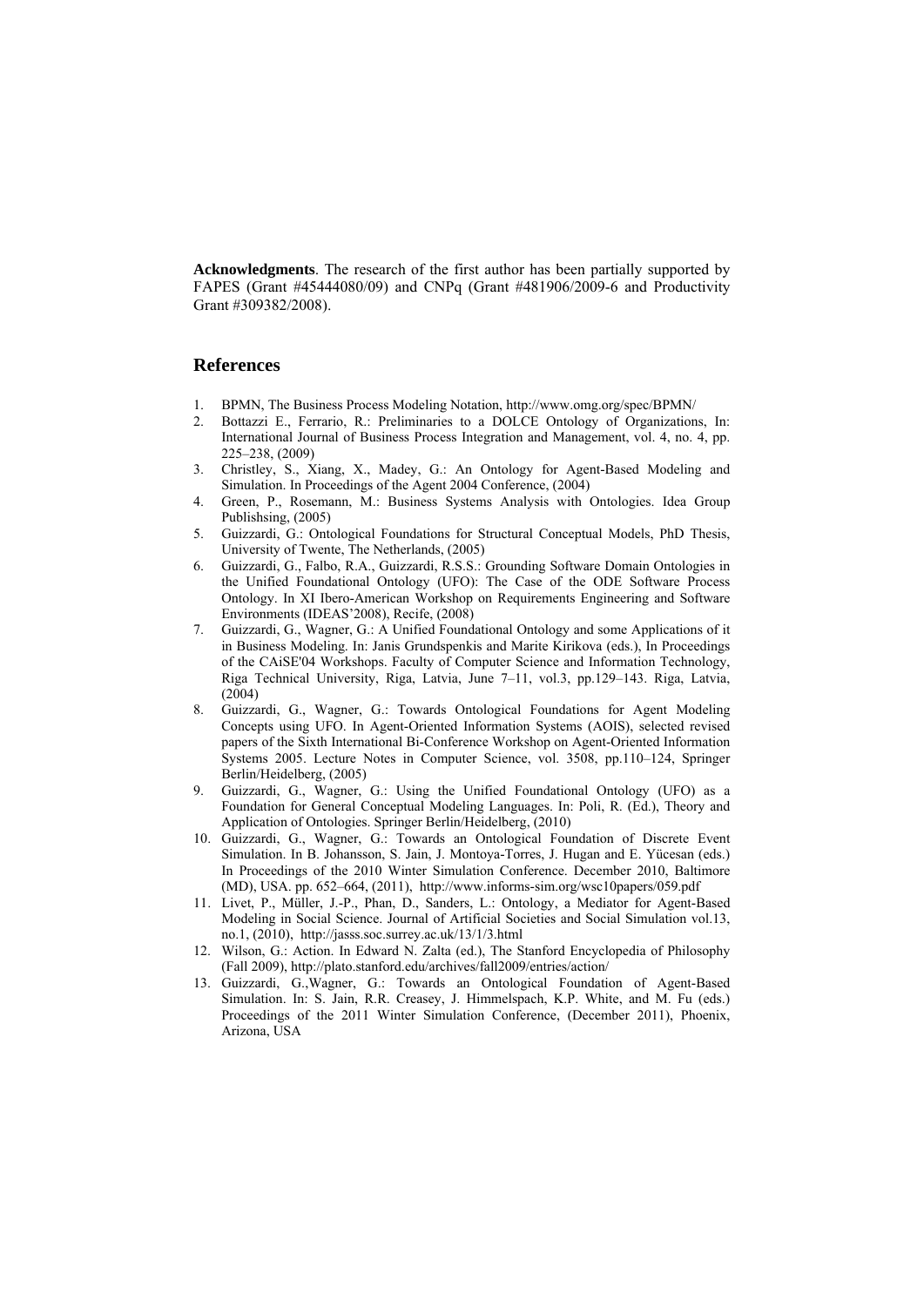**Acknowledgments**. The research of the first author has been partially supported by FAPES (Grant #45444080/09) and CNPq (Grant #481906/2009-6 and Productivity Grant #309382/2008).

## References

1. BPMN, The Business Process Modeling Notation, http://www.omg.org/spec/BPMN/
2. Bottazzi E., Ferrario, R.: Preliminaries to a DOLCE Ontology of Organizations, In: International Journal of Business Process Integration and Management, vol. 4, no. 4, pp. 225–238, (2009)
3. Christley, S., Xiang, X., Madey, G.: An Ontology for Agent-Based Modeling and Simulation. In Proceedings of the Agent 2004 Conference, (2004)
4. Green, P., Rosemann, M.: Business Systems Analysis with Ontologies. Idea Group Publishsing, (2005)
5. Guizzardi, G.: Ontological Foundations for Structural Conceptual Models, PhD Thesis, University of Twente, The Netherlands, (2005)
6. Guizzardi, G., Falbo, R.A., Guizzardi, R.S.S.: Grounding Software Domain Ontologies in the Unified Foundational Ontology (UFO): The Case of the ODE Software Process Ontology. In XI Ibero-American Workshop on Requirements Engineering and Software Environments (IDEAS'2008), Recife, (2008)
7. Guizzardi, G., Wagner, G.: A Unified Foundational Ontology and some Applications of it in Business Modeling. In: Janis Grundspenkis and Marite Kirikova (eds.), In Proceedings of the CAiSE'04 Workshops. Faculty of Computer Science and Information Technology, Riga Technical University, Riga, Latvia, June 7–11, vol.3, pp.129–143. Riga, Latvia, (2004)
8. Guizzardi, G., Wagner, G.: Towards Ontological Foundations for Agent Modeling Concepts using UFO. In Agent-Oriented Information Systems (AOIS), selected revised papers of the Sixth International Bi-Conference Workshop on Agent-Oriented Information Systems 2005. Lecture Notes in Computer Science, vol. 3508, pp.110–124, Springer Berlin/Heidelberg, (2005)
9. Guizzardi, G., Wagner, G.: Using the Unified Foundational Ontology (UFO) as a Foundation for General Conceptual Modeling Languages. In: Poli, R. (Ed.), Theory and Application of Ontologies. Springer Berlin/Heidelberg, (2010)
10. Guizzardi, G., Wagner, G.: Towards an Ontological Foundation of Discrete Event Simulation. In B. Johansson, S. Jain, J. Montoya-Torres, J. Hugan and E. Yücesan (eds.) In Proceedings of the 2010 Winter Simulation Conference. December 2010, Baltimore (MD), USA. pp. 652–664, (2011), http://www.informs-sim.org/wsc10papers/059.pdf
11. Livet, P., Müller, J.-P., Phan, D., Sanders, L.: Ontology, a Mediator for Agent-Based Modeling in Social Science. Journal of Artificial Societies and Social Simulation vol.13, no.1, (2010), http://jasss.soc.surrey.ac.uk/13/1/3.html
12. Wilson, G.: Action. In Edward N. Zalta (ed.), The Stanford Encyclopedia of Philosophy (Fall 2009), http://plato.stanford.edu/archives/fall2009/entries/action/
13. Guizzardi, G.,Wagner, G.: Towards an Ontological Foundation of Agent-Based Simulation. In: S. Jain, R.R. Creasey, J. Himmelspach, K.P. White, and M. Fu (eds.) Proceedings of the 2011 Winter Simulation Conference, (December 2011), Phoenix, Arizona, USA